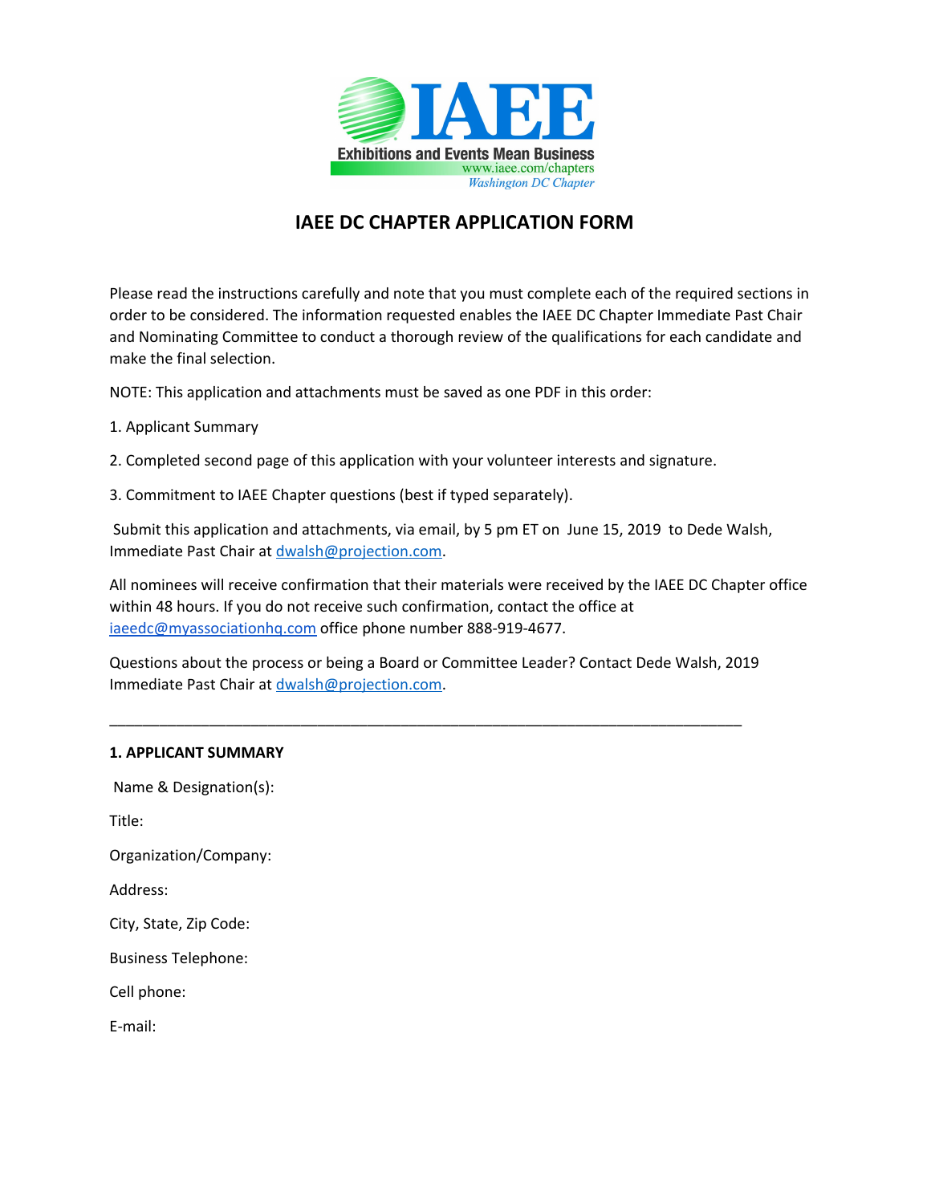IAEE

Exhibitions and Events Mean Business

www.iaee.com/chapters

*Washington DC Chapter*

# IAEE DC CHAPTER APPLICATION FORM

Please read the instructions carefully and note that you must complete each of the required sections in order to be considered. The information requested enables the IAEE DC Chapter Immediate Past Chair and Nominating Committee to conduct a thorough review of the qualifications for each candidate and make the final selection.

NOTE: This application and attachments must be saved as one PDF in this order:

1. Applicant Summary
2. Completed second page of this application with your volunteer interests and signature.
3. Commitment to IAEE Chapter questions (best if typed separately).

Submit this application and attachments, via email, by 5 pm ET on June 15, 2019 to Dede Walsh, Immediate Past Chair at dwalsh@projection.com.

All nominees will receive confirmation that their materials were received by the IAEE DC Chapter office within 48 hours. If you do not receive such confirmation, contact the office at iaeedc@myassociationhq.com office phone number 888-919-4677.

Questions about the process or being a Board or Committee Leader? Contact Dede Walsh, 2019 Immediate Past Chair at dwalsh@projection.com.

---

**1. APPLICANT SUMMARY**

Name & Designation(s):

Title:

Organization/Company:

Address:

City, State, Zip Code:

Business Telephone:

Cell phone:

E-mail: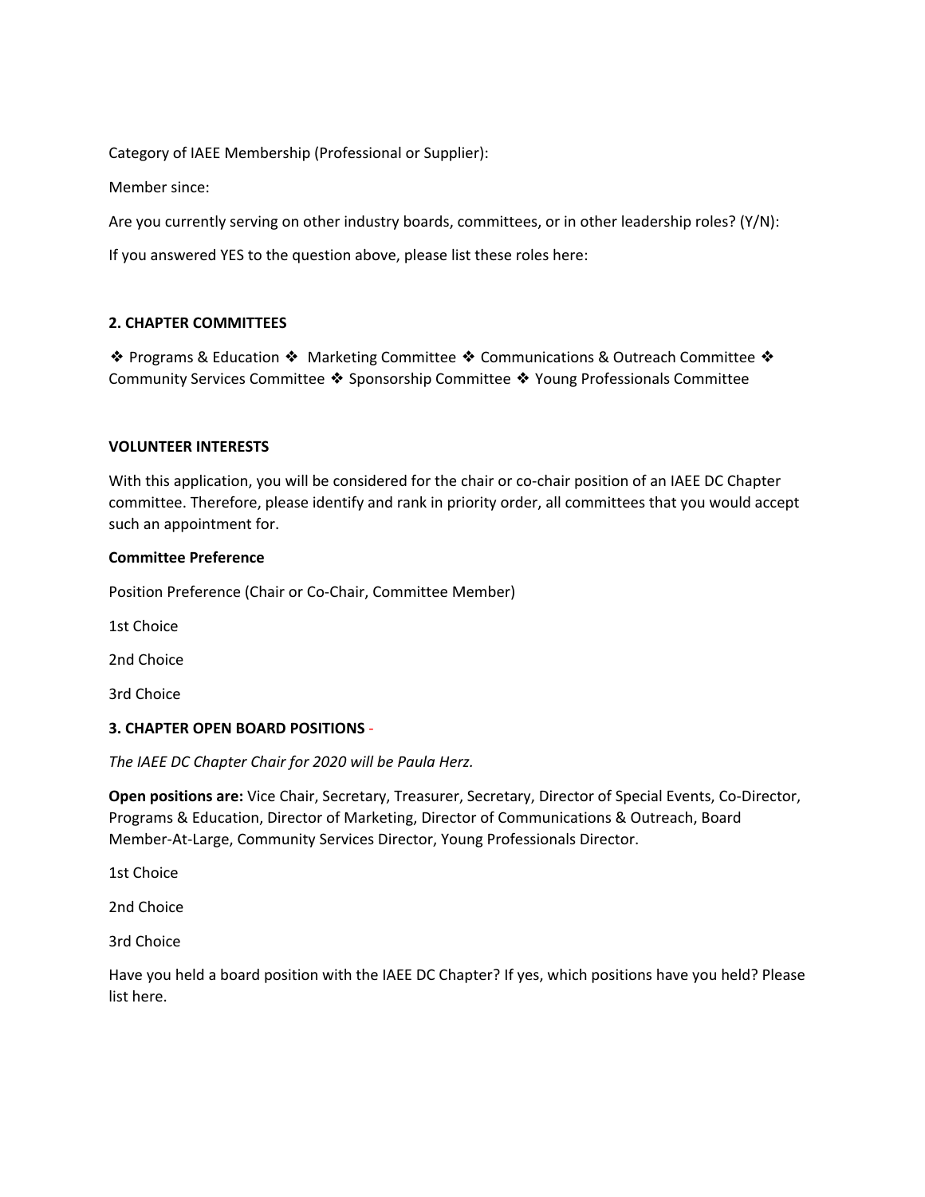Category of IAEE Membership (Professional or Supplier):

Member since:

Are you currently serving on other industry boards, committees, or in other leadership roles? (Y/N):

If you answered YES to the question above, please list these roles here:

**2. CHAPTER COMMITTEES**

❖ Programs & Education ❖ Marketing Committee ❖ Communications & Outreach Committee ❖ Community Services Committee ❖ Sponsorship Committee ❖ Young Professionals Committee

**VOLUNTEER INTERESTS**

With this application, you will be considered for the chair or co-chair position of an IAEE DC Chapter committee. Therefore, please identify and rank in priority order, all committees that you would accept such an appointment for.

**Committee Preference**

Position Preference (Chair or Co-Chair, Committee Member)

1st Choice

2nd Choice

3rd Choice

**3. CHAPTER OPEN BOARD POSITIONS** -

*The IAEE DC Chapter Chair for 2020 will be Paula Herz.*

**Open positions are:** Vice Chair, Secretary, Treasurer, Secretary, Director of Special Events, Co-Director, Programs & Education, Director of Marketing, Director of Communications & Outreach, Board Member-At-Large, Community Services Director, Young Professionals Director.

1st Choice

2nd Choice

3rd Choice

Have you held a board position with the IAEE DC Chapter? If yes, which positions have you held? Please list here.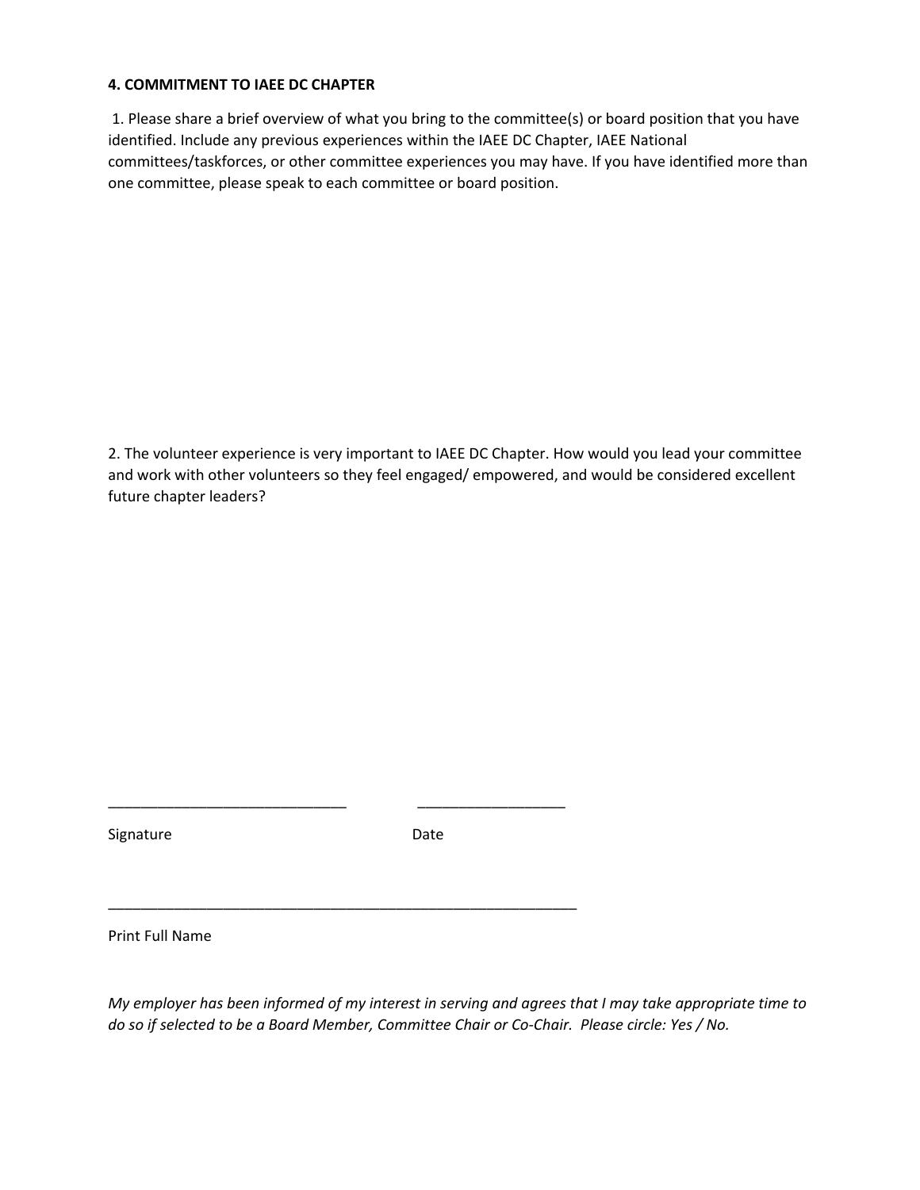**4. COMMITMENT TO IAEE DC CHAPTER**

1. Please share a brief overview of what you bring to the committee(s) or board position that you have identified. Include any previous experiences within the IAEE DC Chapter, IAEE National committees/taskforces, or other committee experiences you may have. If you have identified more than one committee, please speak to each committee or board position.

2. The volunteer experience is very important to IAEE DC Chapter. How would you lead your committee and work with other volunteers so they feel engaged/ empowered, and would be considered excellent future chapter leaders?

_____________________________ _________________

Signature Date

_________________________________________________________

Print Full Name

*My employer has been informed of my interest in serving and agrees that I may take appropriate time to do so if selected to be a Board Member, Committee Chair or Co-Chair. Please circle: Yes / No.*